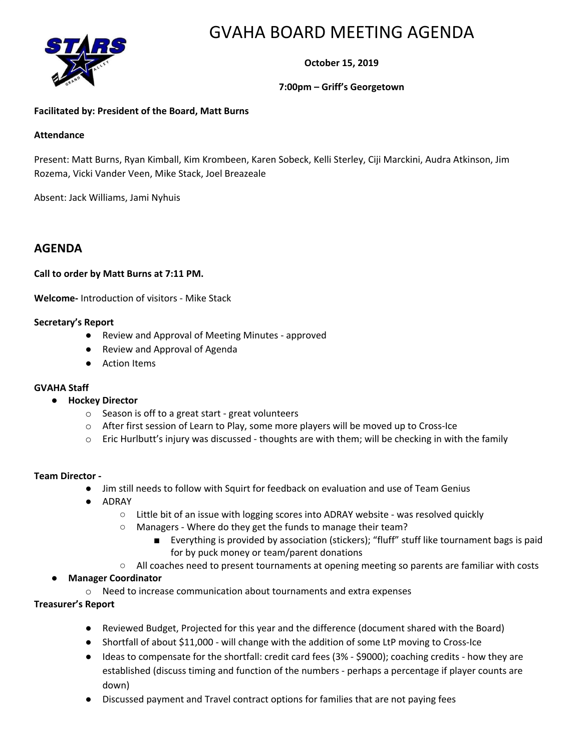# GVAHA BOARD MEETING AGENDA

**October 15, 2019**

**7:00pm – Griff's Georgetown**

**Facilitated by: President of the Board, Matt Burns**

**Attendance**

Present: Matt Burns, Ryan Kimball, Kim Krombeen, Karen Sobeck, Kelli Sterley, Ciji Marckini, Audra Atkinson, Jim Rozema, Vicki Vander Veen, Mike Stack, Joel Breazeale

Absent: Jack Williams, Jami Nyhuis

## AGENDA

**Call to order by Matt Burns at 7:11 PM.**

**Welcome-** Introduction of visitors - Mike Stack

**Secretary's Report**

- Review and Approval of Meeting Minutes - approved
- Review and Approval of Agenda
- Action Items

**GVAHA Staff**

- **Hockey Director**
  - Season is off to a great start - great volunteers
  - After first session of Learn to Play, some more players will be moved up to Cross-Ice
  - Eric Hurlbutt's injury was discussed - thoughts are with them; will be checking in with the family

**Team Director -**

- Jim still needs to follow with Squirt for feedback on evaluation and use of Team Genius
- ADRAY
  - Little bit of an issue with logging scores into ADRAY website - was resolved quickly
  - Managers - Where do they get the funds to manage their team?
    - Everything is provided by association (stickers); "fluff" stuff like tournament bags is paid for by puck money or team/parent donations
  - All coaches need to present tournaments at opening meeting so parents are familiar with costs
- **Manager Coordinator**
  - Need to increase communication about tournaments and extra expenses

**Treasurer's Report**

- Reviewed Budget, Projected for this year and the difference (document shared with the Board)
- Shortfall of about $11,000 - will change with the addition of some LtP moving to Cross-Ice
- Ideas to compensate for the shortfall: credit card fees (3% - $9000); coaching credits - how they are established (discuss timing and function of the numbers - perhaps a percentage if player counts are down)
- Discussed payment and Travel contract options for families that are not paying fees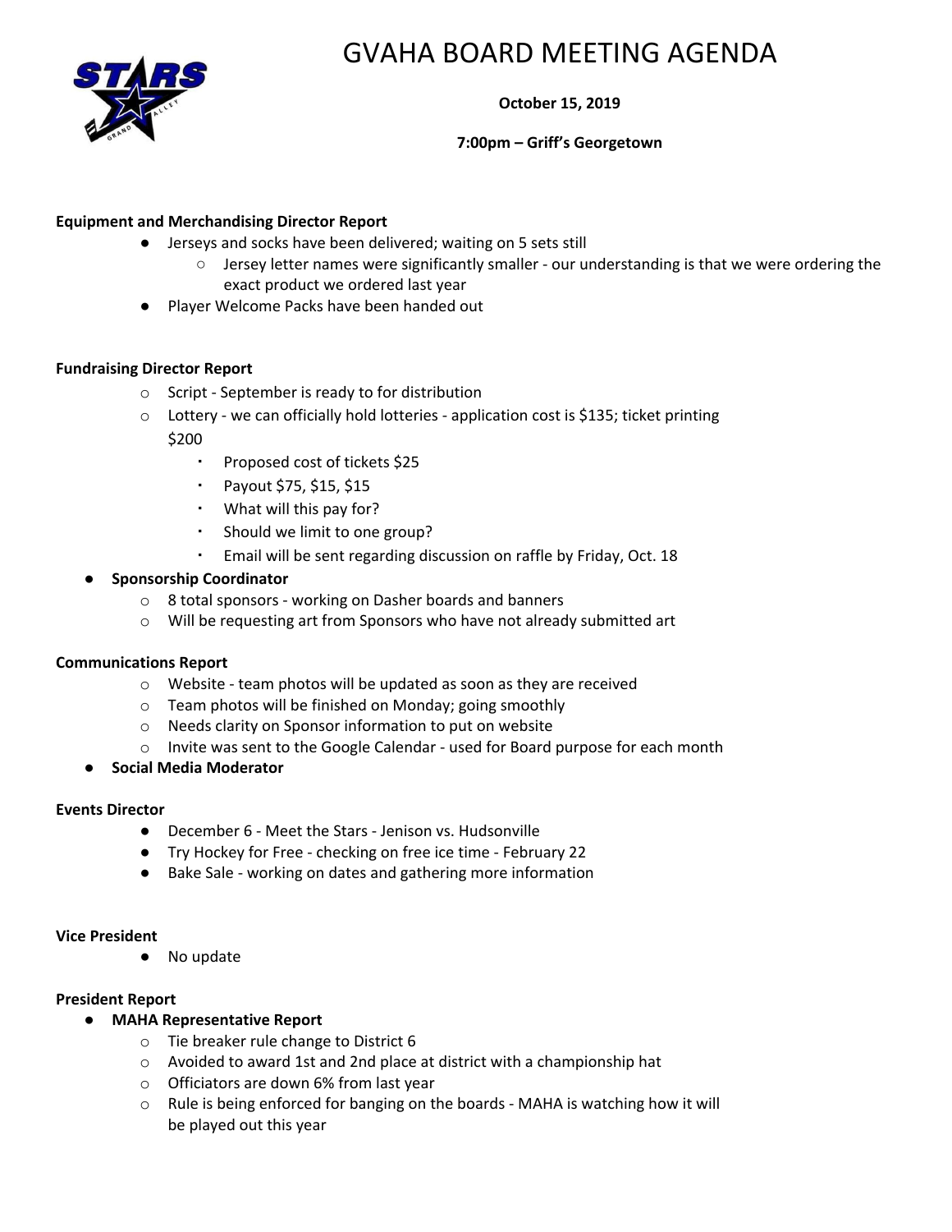# GVAHA BOARD MEETING AGENDA

**October 15, 2019**

**7:00pm – Griff's Georgetown**

**Equipment and Merchandising Director Report**

- Jerseys and socks have been delivered; waiting on 5 sets still
  - Jersey letter names were significantly smaller - our understanding is that we were ordering the exact product we ordered last year
- Player Welcome Packs have been handed out

**Fundraising Director Report**

- Script - September is ready to for distribution
- Lottery - we can officially hold lotteries - application cost is $135; ticket printing $200
  - Proposed cost of tickets $25
  - Payout $75, $15, $15
  - What will this pay for?
  - Should we limit to one group?
  - Email will be sent regarding discussion on raffle by Friday, Oct. 18
- **Sponsorship Coordinator**
  - 8 total sponsors - working on Dasher boards and banners
  - Will be requesting art from Sponsors who have not already submitted art

**Communications Report**

- Website - team photos will be updated as soon as they are received
- Team photos will be finished on Monday; going smoothly
- Needs clarity on Sponsor information to put on website
- Invite was sent to the Google Calendar - used for Board purpose for each month
- **Social Media Moderator**

**Events Director**

- December 6 - Meet the Stars - Jenison vs. Hudsonville
- Try Hockey for Free - checking on free ice time - February 22
- Bake Sale - working on dates and gathering more information

**Vice President**

- No update

**President Report**

- **MAHA Representative Report**
  - Tie breaker rule change to District 6
  - Avoided to award 1st and 2nd place at district with a championship hat
  - Officiators are down 6% from last year
  - Rule is being enforced for banging on the boards - MAHA is watching how it will be played out this year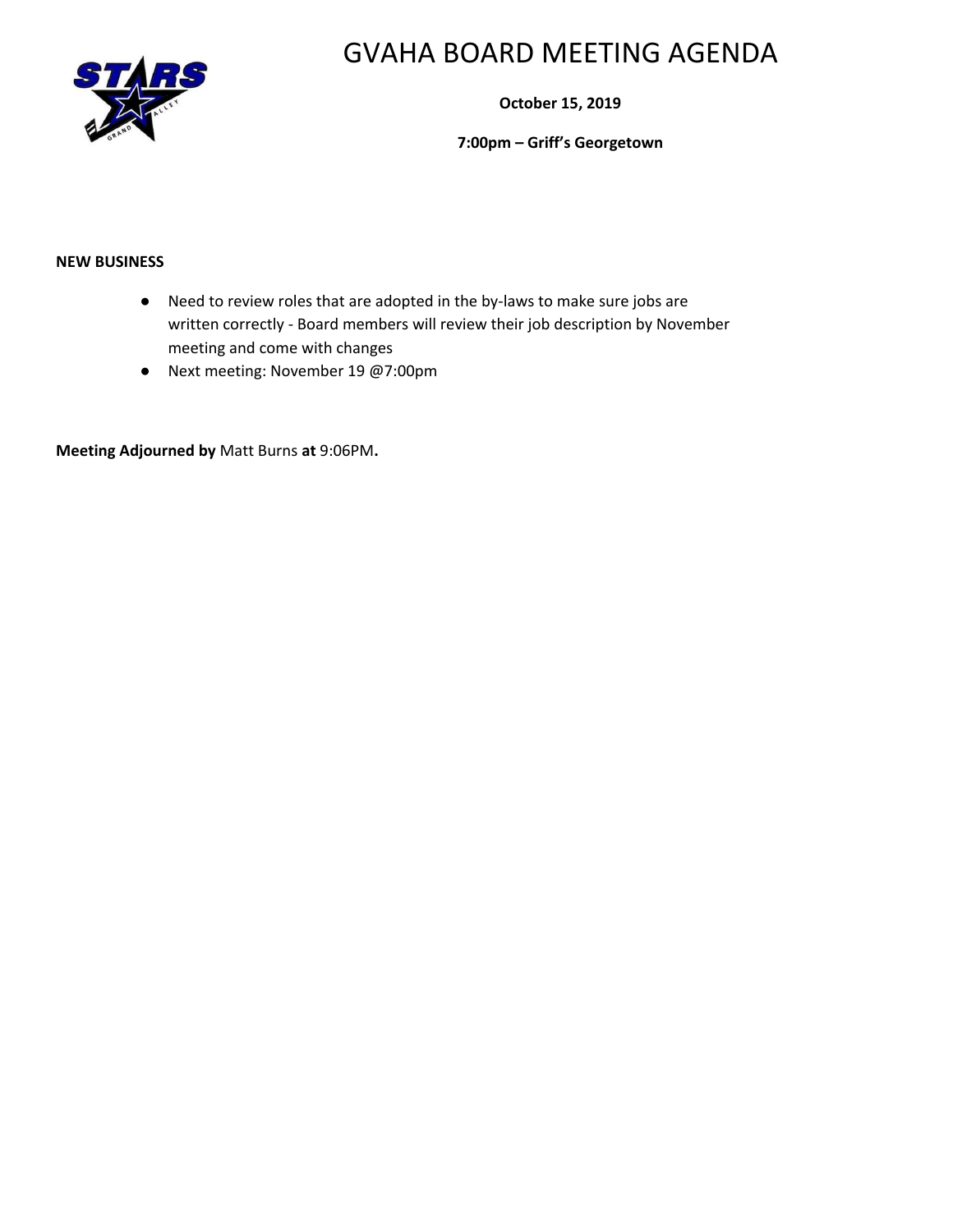# GVAHA BOARD MEETING AGENDA

**October 15, 2019**

**7:00pm – Griff's Georgetown**

**NEW BUSINESS**

- Need to review roles that are adopted in the by-laws to make sure jobs are written correctly - Board members will review their job description by November meeting and come with changes
- Next meeting: November 19 @7:00pm

**Meeting Adjourned by** Matt Burns **at** 9:06PM**.**